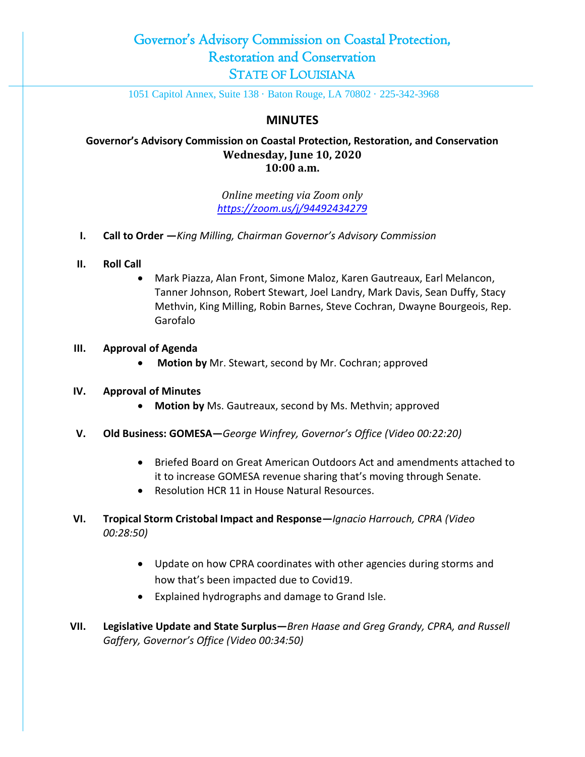# Governor's Advisory Commission on Coastal Protection, Restoration and Conservation

## STATE OF LOUISIANA

1051 Capitol Annex, Suite 138 · Baton Rouge, LA 70802 · 225-342-3968

## MINUTES

**Governor's Advisory Commission on Coastal Protection, Restoration, and Conservation**
**Wednesday, June 10, 2020**
**10:00 a.m.**

*Online meeting via Zoom only*
*https://zoom.us/j/94492434279*

I. **Call to Order —***King Milling, Chairman Governor's Advisory Commission*

II. **Roll Call**
   - Mark Piazza, Alan Front, Simone Maloz, Karen Gautreaux, Earl Melancon, Tanner Johnson, Robert Stewart, Joel Landry, Mark Davis, Sean Duffy, Stacy Methvin, King Milling, Robin Barnes, Steve Cochran, Dwayne Bourgeois, Rep. Garofalo

III. **Approval of Agenda**
   - **Motion by** Mr. Stewart, second by Mr. Cochran; approved

IV. **Approval of Minutes**
   - **Motion by** Ms. Gautreaux, second by Ms. Methvin; approved

V. **Old Business: GOMESA—***George Winfrey, Governor's Office (Video 00:22:20)*
   - Briefed Board on Great American Outdoors Act and amendments attached to it to increase GOMESA revenue sharing that's moving through Senate.
   - Resolution HCR 11 in House Natural Resources.

VI. **Tropical Storm Cristobal Impact and Response—***Ignacio Harrouch, CPRA (Video 00:28:50)*
   - Update on how CPRA coordinates with other agencies during storms and how that's been impacted due to Covid19.
   - Explained hydrographs and damage to Grand Isle.

VII. **Legislative Update and State Surplus—***Bren Haase and Greg Grandy, CPRA, and Russell Gaffery, Governor's Office (Video 00:34:50)*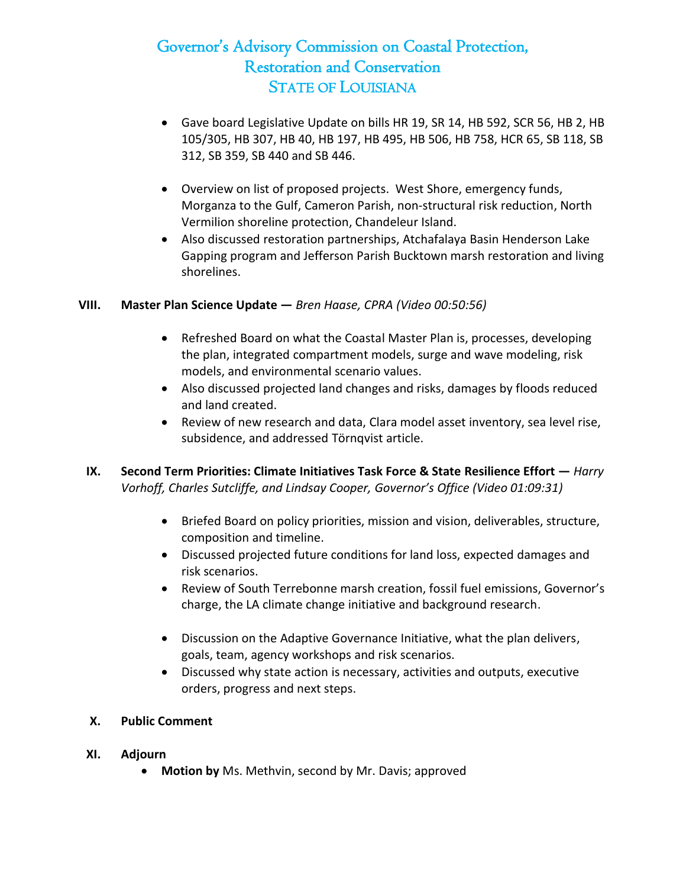- Gave board Legislative Update on bills HR 19, SR 14, HB 592, SCR 56, HB 2, HB 105/305, HB 307, HB 40, HB 197, HB 495, HB 506, HB 758, HCR 65, SB 118, SB 312, SB 359, SB 440 and SB 446.

- Overview on list of proposed projects. West Shore, emergency funds, Morganza to the Gulf, Cameron Parish, non-structural risk reduction, North Vermilion shoreline protection, Chandeleur Island.
- Also discussed restoration partnerships, Atchafalaya Basin Henderson Lake Gapping program and Jefferson Parish Bucktown marsh restoration and living shorelines.

**VIII. Master Plan Science Update —** *Bren Haase, CPRA (Video 00:50:56)*

- Refreshed Board on what the Coastal Master Plan is, processes, developing the plan, integrated compartment models, surge and wave modeling, risk models, and environmental scenario values.
- Also discussed projected land changes and risks, damages by floods reduced and land created.
- Review of new research and data, Clara model asset inventory, sea level rise, subsidence, and addressed Törnqvist article.

**IX. Second Term Priorities: Climate Initiatives Task Force & State Resilience Effort —** *Harry Vorhoff, Charles Sutcliffe, and Lindsay Cooper, Governor's Office (Video 01:09:31)*

- Briefed Board on policy priorities, mission and vision, deliverables, structure, composition and timeline.
- Discussed projected future conditions for land loss, expected damages and risk scenarios.
- Review of South Terrebonne marsh creation, fossil fuel emissions, Governor's charge, the LA climate change initiative and background research.

- Discussion on the Adaptive Governance Initiative, what the plan delivers, goals, team, agency workshops and risk scenarios.
- Discussed why state action is necessary, activities and outputs, executive orders, progress and next steps.

**X. Public Comment**

**XI. Adjourn**

- **Motion by** Ms. Methvin, second by Mr. Davis; approved